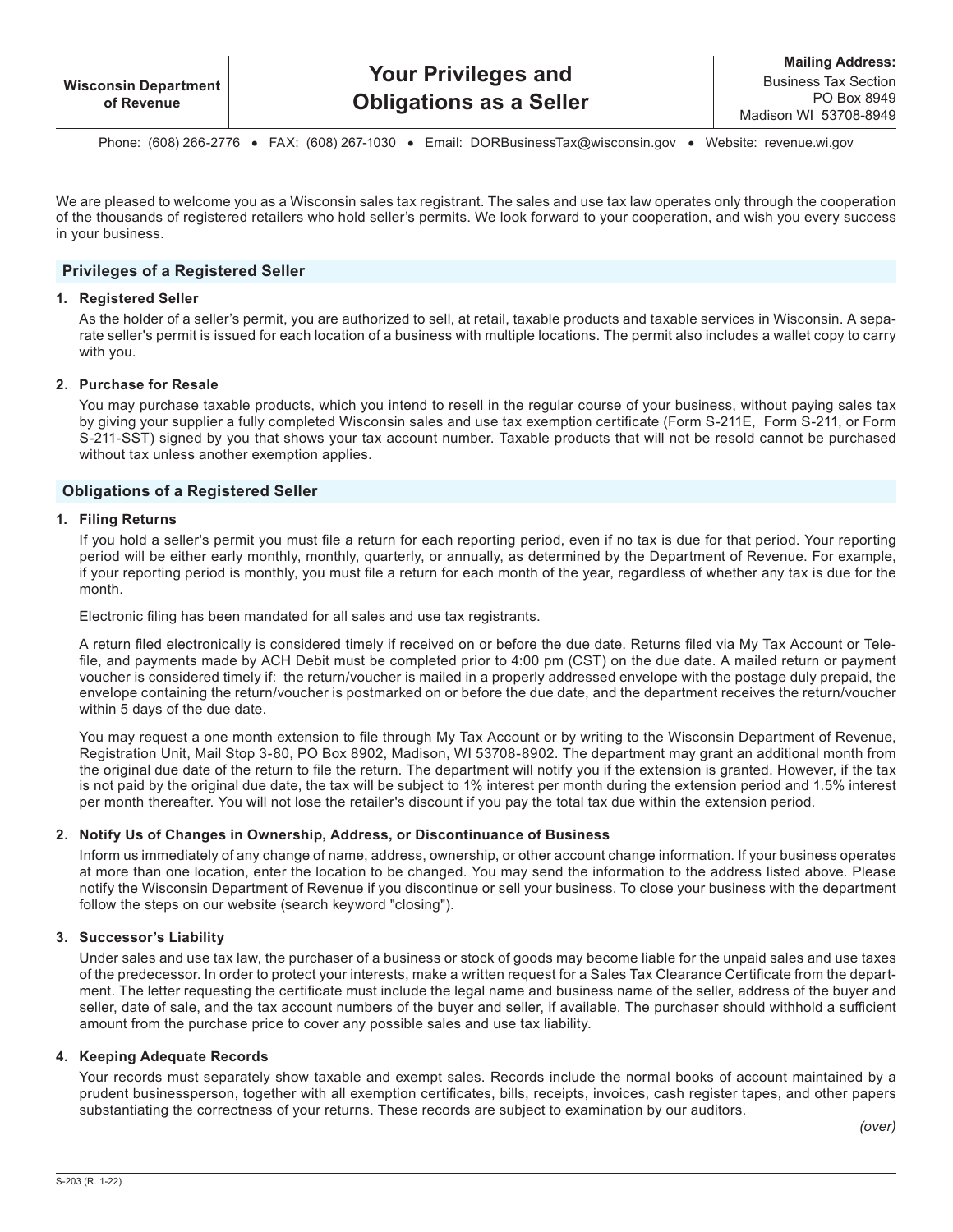**Wisconsin Department of Revenue**

# Your Privileges and Obligations as a Seller

**Mailing Address:**
Business Tax Section
PO Box 8949
Madison WI 53708-8949

Phone: (608) 266-2776 • FAX: (608) 267-1030 • Email: DORBusinessTax@wisconsin.gov • Website: revenue.wi.gov

We are pleased to welcome you as a Wisconsin sales tax registrant. The sales and use tax law operates only through the cooperation of the thousands of registered retailers who hold seller's permits. We look forward to your cooperation, and wish you every success in your business.

## Privileges of a Registered Seller

**1. Registered Seller**

As the holder of a seller's permit, you are authorized to sell, at retail, taxable products and taxable services in Wisconsin. A separate seller's permit is issued for each location of a business with multiple locations. The permit also includes a wallet copy to carry with you.

**2. Purchase for Resale**

You may purchase taxable products, which you intend to resell in the regular course of your business, without paying sales tax by giving your supplier a fully completed Wisconsin sales and use tax exemption certificate (Form S-211E, Form S-211, or Form S-211-SST) signed by you that shows your tax account number. Taxable products that will not be resold cannot be purchased without tax unless another exemption applies.

## Obligations of a Registered Seller

**1. Filing Returns**

If you hold a seller's permit you must file a return for each reporting period, even if no tax is due for that period. Your reporting period will be either early monthly, monthly, quarterly, or annually, as determined by the Department of Revenue. For example, if your reporting period is monthly, you must file a return for each month of the year, regardless of whether any tax is due for the month.

Electronic filing has been mandated for all sales and use tax registrants.

A return filed electronically is considered timely if received on or before the due date. Returns filed via My Tax Account or Telefile, and payments made by ACH Debit must be completed prior to 4:00 pm (CST) on the due date. A mailed return or payment voucher is considered timely if: the return/voucher is mailed in a properly addressed envelope with the postage duly prepaid, the envelope containing the return/voucher is postmarked on or before the due date, and the department receives the return/voucher within 5 days of the due date.

You may request a one month extension to file through My Tax Account or by writing to the Wisconsin Department of Revenue, Registration Unit, Mail Stop 3-80, PO Box 8902, Madison, WI 53708-8902. The department may grant an additional month from the original due date of the return to file the return. The department will notify you if the extension is granted. However, if the tax is not paid by the original due date, the tax will be subject to 1% interest per month during the extension period and 1.5% interest per month thereafter. You will not lose the retailer's discount if you pay the total tax due within the extension period.

**2. Notify Us of Changes in Ownership, Address, or Discontinuance of Business**

Inform us immediately of any change of name, address, ownership, or other account change information. If your business operates at more than one location, enter the location to be changed. You may send the information to the address listed above. Please notify the Wisconsin Department of Revenue if you discontinue or sell your business. To close your business with the department follow the steps on our website (search keyword "closing").

**3. Successor's Liability**

Under sales and use tax law, the purchaser of a business or stock of goods may become liable for the unpaid sales and use taxes of the predecessor. In order to protect your interests, make a written request for a Sales Tax Clearance Certificate from the department. The letter requesting the certificate must include the legal name and business name of the seller, address of the buyer and seller, date of sale, and the tax account numbers of the buyer and seller, if available. The purchaser should withhold a sufficient amount from the purchase price to cover any possible sales and use tax liability.

**4. Keeping Adequate Records**

Your records must separately show taxable and exempt sales. Records include the normal books of account maintained by a prudent businessperson, together with all exemption certificates, bills, receipts, invoices, cash register tapes, and other papers substantiating the correctness of your returns. These records are subject to examination by our auditors.

*(over)*

S-203 (R. 1-22)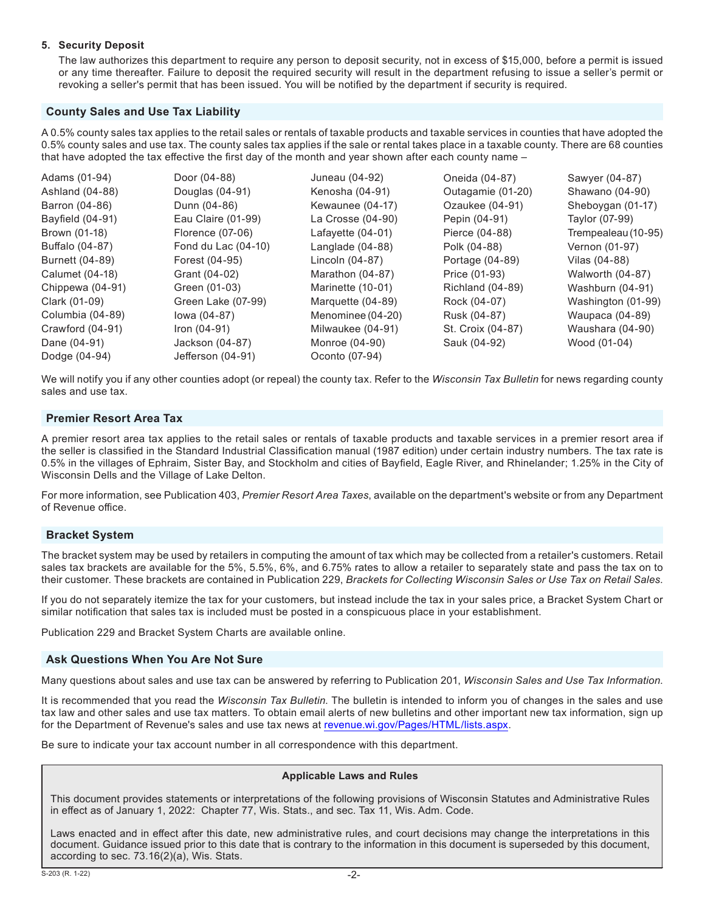**5. Security Deposit**

The law authorizes this department to require any person to deposit security, not in excess of $15,000, before a permit is issued or any time thereafter. Failure to deposit the required security will result in the department refusing to issue a seller's permit or revoking a seller's permit that has been issued. You will be notified by the department if security is required.

## County Sales and Use Tax Liability

A 0.5% county sales tax applies to the retail sales or rentals of taxable products and taxable services in counties that have adopted the 0.5% county sales and use tax. The county sales tax applies if the sale or rental takes place in a taxable county. There are 68 counties that have adopted the tax effective the first day of the month and year shown after each county name –

| | | | | |
|---|---|---|---|---|
| Adams (01-94) | Door (04-88) | Juneau (04-92) | Oneida (04-87) | Sawyer (04-87) |
| Ashland (04-88) | Douglas (04-91) | Kenosha (04-91) | Outagamie (01-20) | Shawano (04-90) |
| Barron (04-86) | Dunn (04-86) | Kewaunee (04-17) | Ozaukee (04-91) | Sheboygan (01-17) |
| Bayfield (04-91) | Eau Claire (01-99) | La Crosse (04-90) | Pepin (04-91) | Taylor (07-99) |
| Brown (01-18) | Florence (07-06) | Lafayette (04-01) | Pierce (04-88) | Trempealeau (10-95) |
| Buffalo (04-87) | Fond du Lac (04-10) | Langlade (04-88) | Polk (04-88) | Vernon (01-97) |
| Burnett (04-89) | Forest (04-95) | Lincoln (04-87) | Portage (04-89) | Vilas (04-88) |
| Calumet (04-18) | Grant (04-02) | Marathon (04-87) | Price (01-93) | Walworth (04-87) |
| Chippewa (04-91) | Green (01-03) | Marinette (10-01) | Richland (04-89) | Washburn (04-91) |
| Clark (01-09) | Green Lake (07-99) | Marquette (04-89) | Rock (04-07) | Washington (01-99) |
| Columbia (04-89) | Iowa (04-87) | Menominee (04-20) | Rusk (04-87) | Waupaca (04-89) |
| Crawford (04-91) | Iron (04-91) | Milwaukee (04-91) | St. Croix (04-87) | Waushara (04-90) |
| Dane (04-91) | Jackson (04-87) | Monroe (04-90) | Sauk (04-92) | Wood (01-04) |
| Dodge (04-94) | Jefferson (04-91) | Oconto (07-94) | | |

We will notify you if any other counties adopt (or repeal) the county tax. Refer to the *Wisconsin Tax Bulletin* for news regarding county sales and use tax.

## Premier Resort Area Tax

A premier resort area tax applies to the retail sales or rentals of taxable products and taxable services in a premier resort area if the seller is classified in the Standard Industrial Classification manual (1987 edition) under certain industry numbers. The tax rate is 0.5% in the villages of Ephraim, Sister Bay, and Stockholm and cities of Bayfield, Eagle River, and Rhinelander; 1.25% in the City of Wisconsin Dells and the Village of Lake Delton.

For more information, see Publication 403, *Premier Resort Area Taxes*, available on the department's website or from any Department of Revenue office.

## Bracket System

The bracket system may be used by retailers in computing the amount of tax which may be collected from a retailer's customers. Retail sales tax brackets are available for the 5%, 5.5%, 6%, and 6.75% rates to allow a retailer to separately state and pass the tax on to their customer. These brackets are contained in Publication 229, *Brackets for Collecting Wisconsin Sales or Use Tax on Retail Sales.*

If you do not separately itemize the tax for your customers, but instead include the tax in your sales price, a Bracket System Chart or similar notification that sales tax is included must be posted in a conspicuous place in your establishment.

Publication 229 and Bracket System Charts are available online.

## Ask Questions When You Are Not Sure

Many questions about sales and use tax can be answered by referring to Publication 201, *Wisconsin Sales and Use Tax Information.*

It is recommended that you read the *Wisconsin Tax Bulletin*. The bulletin is intended to inform you of changes in the sales and use tax law and other sales and use tax matters. To obtain email alerts of new bulletins and other important new tax information, sign up for the Department of Revenue's sales and use tax news at revenue.wi.gov/Pages/HTML/lists.aspx.

Be sure to indicate your tax account number in all correspondence with this department.

**Applicable Laws and Rules**

This document provides statements or interpretations of the following provisions of Wisconsin Statutes and Administrative Rules in effect as of January 1, 2022: Chapter 77, Wis. Stats., and sec. Tax 11, Wis. Adm. Code.

Laws enacted and in effect after this date, new administrative rules, and court decisions may change the interpretations in this document. Guidance issued prior to this date that is contrary to the information in this document is superseded by this document, according to sec. 73.16(2)(a), Wis. Stats.

S-203 (R. 1-22)